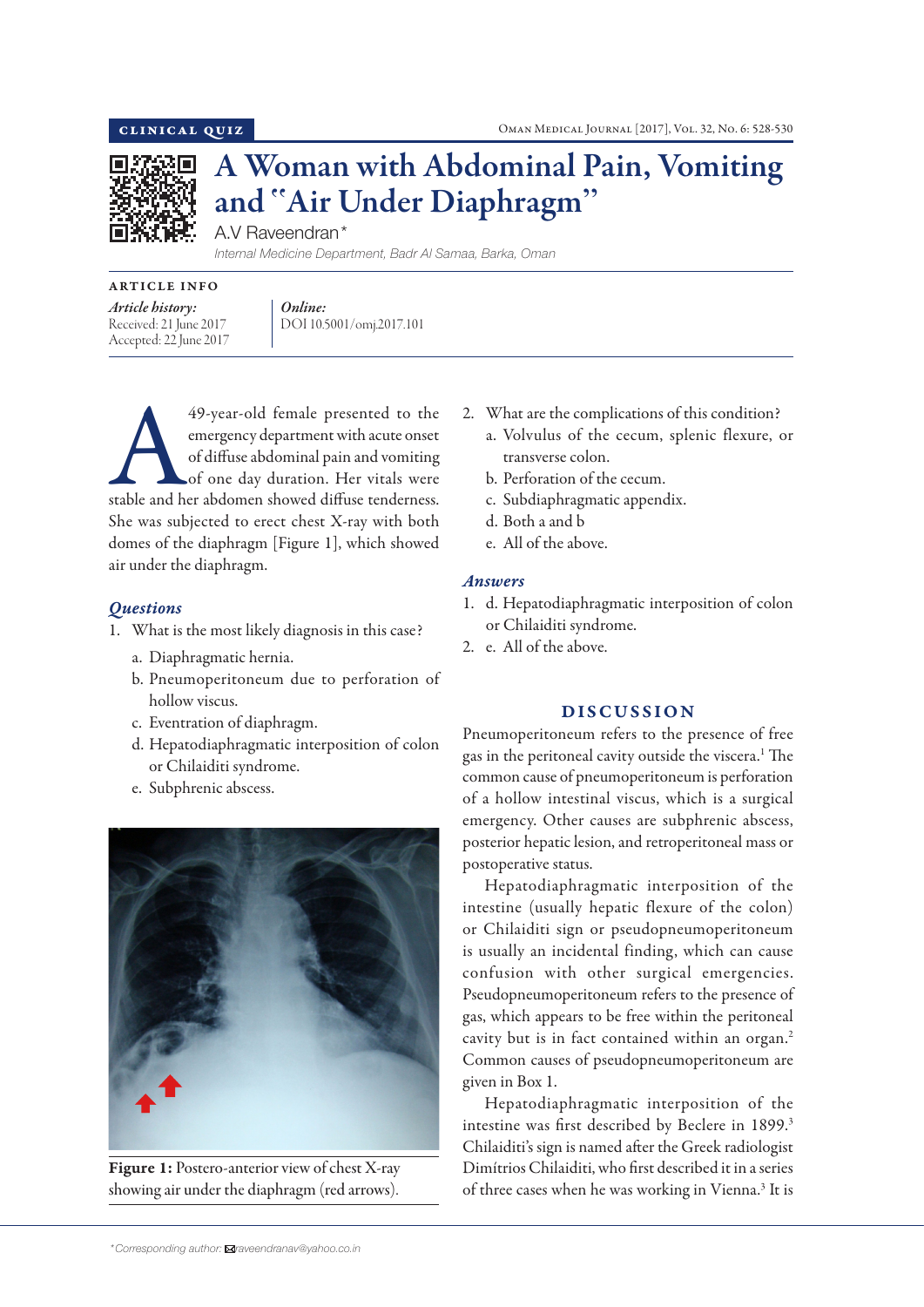CLINICAL QUIZ

# A Woman with Abdominal Pain, Vomiting and "Air Under Diaphragm"

A.V Raveendran*

*Internal Medicine Department, Badr Al Samaa, Barka, Oman*

ARTICLE INFO

*Article history:*
Received: 21 June 2017
Accepted: 22 June 2017

*Online:*
DOI 10.5001/omj.2017.101

A 49-year-old female presented to the emergency department with acute onset of diffuse abdominal pain and vomiting of one day duration. Her vitals were stable and her abdomen showed diffuse tenderness. She was subjected to erect chest X-ray with both domes of the diaphragm [Figure 1], which showed air under the diaphragm.

## *Questions*

1. What is the most likely diagnosis in this case?
   a. Diaphragmatic hernia.
   b. Pneumoperitoneum due to perforation of hollow viscus.
   c. Eventration of diaphragm.
   d. Hepatodiaphragmatic interposition of colon or Chilaiditi syndrome.
   e. Subphrenic abscess.

**Figure 1:** Postero-anterior view of chest X-ray showing air under the diaphragm (red arrows).

2. What are the complications of this condition?
   a. Volvulus of the cecum, splenic flexure, or transverse colon.
   b. Perforation of the cecum.
   c. Subdiaphragmatic appendix.
   d. Both a and b
   e. All of the above.

## *Answers*

1. d. Hepatodiaphragmatic interposition of colon or Chilaiditi syndrome.
2. e. All of the above.

## DISCUSSION

Pneumoperitoneum refers to the presence of free gas in the peritoneal cavity outside the viscera.[1] The common cause of pneumoperitoneum is perforation of a hollow intestinal viscus, which is a surgical emergency. Other causes are subphrenic abscess, posterior hepatic lesion, and retroperitoneal mass or postoperative status.

Hepatodiaphragmatic interposition of the intestine (usually hepatic flexure of the colon) or Chilaiditi sign or pseudopneumoperitoneum is usually an incidental finding, which can cause confusion with other surgical emergencies. Pseudopneumoperitoneum refers to the presence of gas, which appears to be free within the peritoneal cavity but is in fact contained within an organ.[2] Common causes of pseudopneumoperitoneum are given in Box 1.

Hepatodiaphragmatic interposition of the intestine was first described by Beclere in 1899.[3] Chilaiditi's sign is named after the Greek radiologist Dimítrios Chilaiditi, who first described it in a series of three cases when he was working in Vienna.[3] It is

*Corresponding author: raveendranav@yahoo.co.in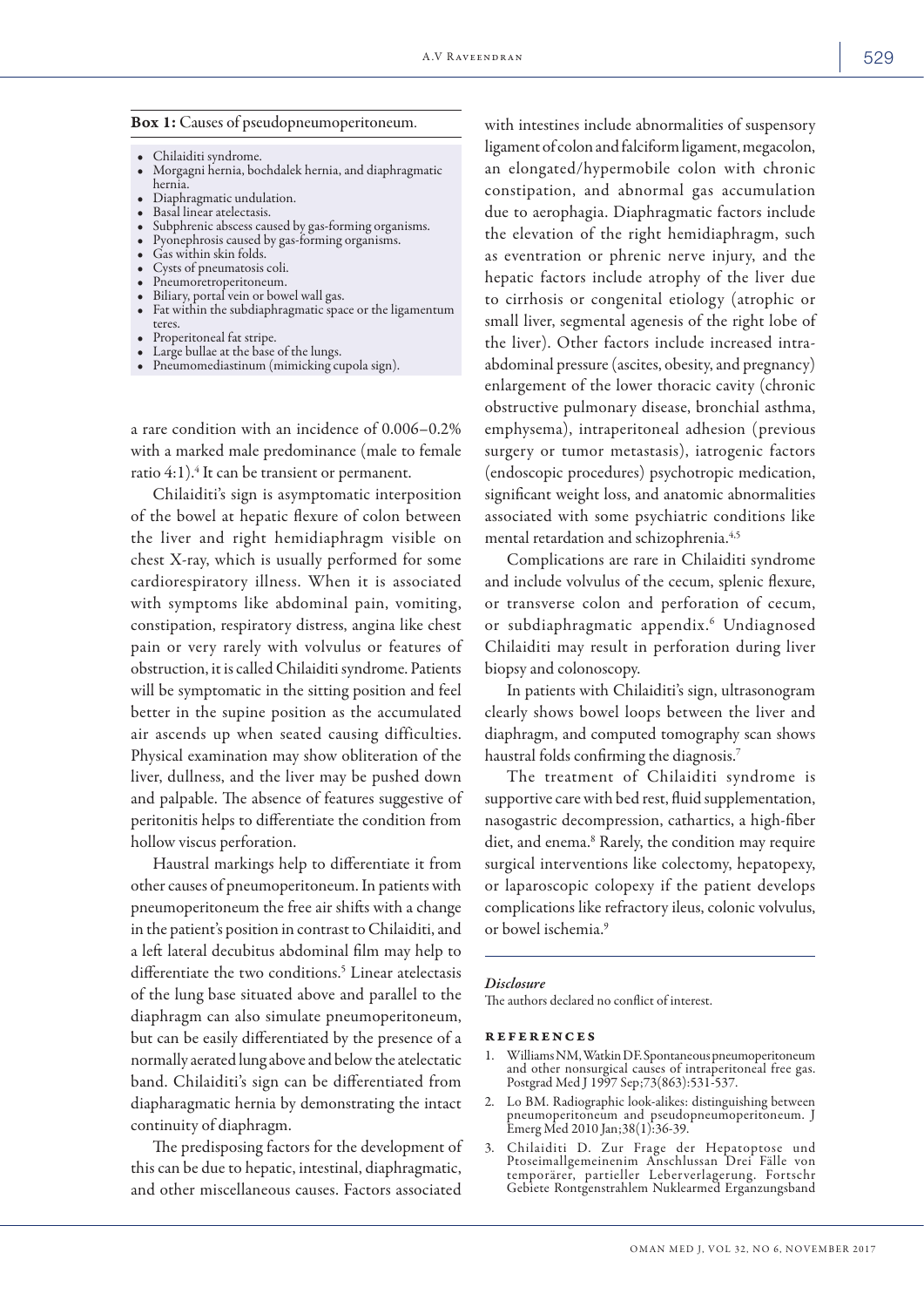**Box 1:** Causes of pseudopneumoperitoneum.

- Chilaiditi syndrome.
- Morgagni hernia, bochdalek hernia, and diaphragmatic hernia.
- Diaphragmatic undulation.
- Basal linear atelectasis.
- Subphrenic abscess caused by gas-forming organisms.
- Pyonephrosis caused by gas-forming organisms.
- Gas within skin folds.
- Cysts of pneumatosis coli.
- Pneumoretroperitoneum.
- Biliary, portal vein or bowel wall gas.
- Fat within the subdiaphragmatic space or the ligamentum teres.
- Properitoneal fat stripe.
- Large bullae at the base of the lungs.
- Pneumomediastinum (mimicking cupola sign).

a rare condition with an incidence of 0.006–0.2% with a marked male predominance (male to female ratio 4:1).[4] It can be transient or permanent.

Chilaiditi's sign is asymptomatic interposition of the bowel at hepatic flexure of colon between the liver and right hemidiaphragm visible on chest X-ray, which is usually performed for some cardiorespiratory illness. When it is associated with symptoms like abdominal pain, vomiting, constipation, respiratory distress, angina like chest pain or very rarely with volvulus or features of obstruction, it is called Chilaiditi syndrome. Patients will be symptomatic in the sitting position and feel better in the supine position as the accumulated air ascends up when seated causing difficulties. Physical examination may show obliteration of the liver, dullness, and the liver may be pushed down and palpable. The absence of features suggestive of peritonitis helps to differentiate the condition from hollow viscus perforation.

Haustral markings help to differentiate it from other causes of pneumoperitoneum. In patients with pneumoperitoneum the free air shifts with a change in the patient's position in contrast to Chilaiditi, and a left lateral decubitus abdominal film may help to differentiate the two conditions.[5] Linear atelectasis of the lung base situated above and parallel to the diaphragm can also simulate pneumoperitoneum, but can be easily differentiated by the presence of a normally aerated lung above and below the atelectatic band. Chilaiditi's sign can be differentiated from diapharagmatic hernia by demonstrating the intact continuity of diaphragm.

The predisposing factors for the development of this can be due to hepatic, intestinal, diaphragmatic, and other miscellaneous causes. Factors associated with intestines include abnormalities of suspensory ligament of colon and falciform ligament, megacolon, an elongated/hypermobile colon with chronic constipation, and abnormal gas accumulation due to aerophagia. Diaphragmatic factors include the elevation of the right hemidiaphragm, such as eventration or phrenic nerve injury, and the hepatic factors include atrophy of the liver due to cirrhosis or congenital etiology (atrophic or small liver, segmental agenesis of the right lobe of the liver). Other factors include increased intra-abdominal pressure (ascites, obesity, and pregnancy) enlargement of the lower thoracic cavity (chronic obstructive pulmonary disease, bronchial asthma, emphysema), intraperitoneal adhesion (previous surgery or tumor metastasis), iatrogenic factors (endoscopic procedures) psychotropic medication, significant weight loss, and anatomic abnormalities associated with some psychiatric conditions like mental retardation and schizophrenia.[4,5]

Complications are rare in Chilaiditi syndrome and include volvulus of the cecum, splenic flexure, or transverse colon and perforation of cecum, or subdiaphragmatic appendix.[6] Undiagnosed Chilaiditi may result in perforation during liver biopsy and colonoscopy.

In patients with Chilaiditi's sign, ultrasonogram clearly shows bowel loops between the liver and diaphragm, and computed tomography scan shows haustral folds confirming the diagnosis.[7]

The treatment of Chilaiditi syndrome is supportive care with bed rest, fluid supplementation, nasogastric decompression, cathartics, a high-fiber diet, and enema.[8] Rarely, the condition may require surgical interventions like colectomy, hepatopexy, or laparoscopic colopexy if the patient develops complications like refractory ileus, colonic volvulus, or bowel ischemia.[9]

### *Disclosure*

The authors declared no conflict of interest.

## References

1. Williams NM, Watkin DF. Spontaneous pneumoperitoneum and other nonsurgical causes of intraperitoneal free gas. Postgrad Med J 1997 Sep;73(863):531-537.
2. Lo BM. Radiographic look-alikes: distinguishing between pneumoperitoneum and pseudopneumoperitoneum. J Emerg Med 2010 Jan;38(1):36-39.
3. Chilaiditi D. Zur Frage der Hepatoptose und Ptoseimallgemeinenim Anschlussan Drei Fälle von temporärer, partieller Leberverlagerung. Fortschr Gebiete Rontgenstrahlem Nuklearmed Erganzungsband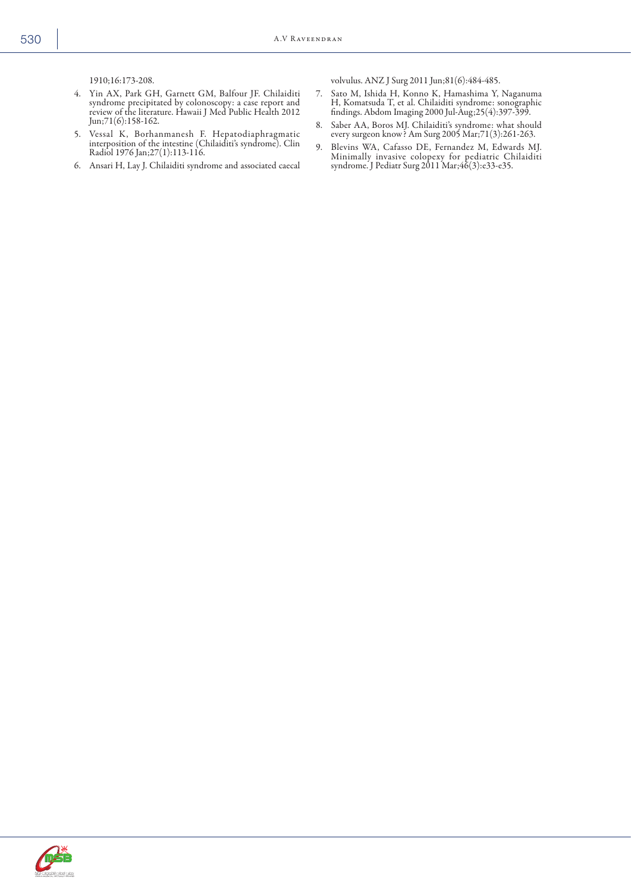1910;16:173-208.

4. Yin AX, Park GH, Garnett GM, Balfour JF. Chilaiditi syndrome precipitated by colonoscopy: a case report and review of the literature. Hawaii J Med Public Health 2012 Jun;71(6):158-162.
5. Vessal K, Borhanmanesh F. Hepatodiaphragmatic interposition of the intestine (Chilaiditi's syndrome). Clin Radiol 1976 Jan;27(1):113-116.
6. Ansari H, Lay J. Chilaiditi syndrome and associated caecal volvulus. ANZ J Surg 2011 Jun;81(6):484-485.
7. Sato M, Ishida H, Konno K, Hamashima Y, Naganuma H, Komatsuda T, et al. Chilaiditi syndrome: sonographic findings. Abdom Imaging 2000 Jul-Aug;25(4):397-399.
8. Saber AA, Boros MJ. Chilaiditi's syndrome: what should every surgeon know? Am Surg 2005 Mar;71(3):261-263.
9. Blevins WA, Cafasso DE, Fernandez M, Edwards MJ. Minimally invasive colopexy for pediatric Chilaiditi syndrome. J Pediatr Surg 2011 Mar;46(3):e33-e35.